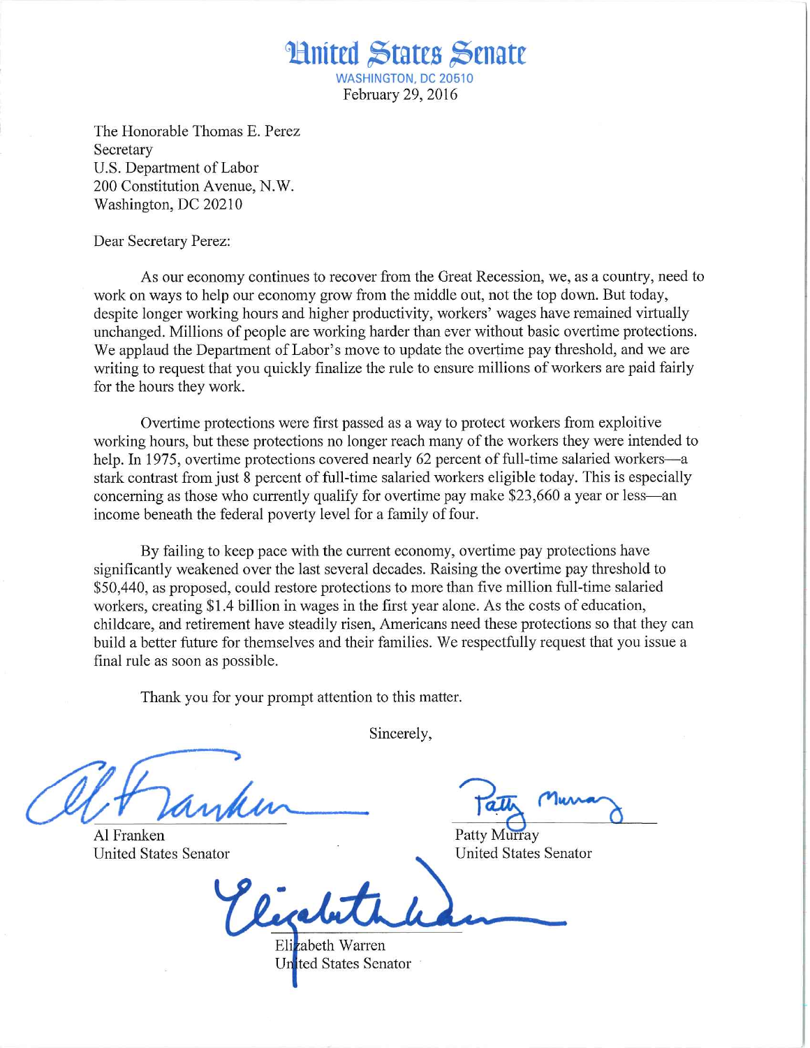# United States Senate

WASHINGTON, DC 20510

February 29, 2016

The Honorable Thomas E. Perez
Secretary
U.S. Department of Labor
200 Constitution Avenue, N.W.
Washington, DC 20210

Dear Secretary Perez:

As our economy continues to recover from the Great Recession, we, as a country, need to work on ways to help our economy grow from the middle out, not the top down. But today, despite longer working hours and higher productivity, workers' wages have remained virtually unchanged. Millions of people are working harder than ever without basic overtime protections. We applaud the Department of Labor's move to update the overtime pay threshold, and we are writing to request that you quickly finalize the rule to ensure millions of workers are paid fairly for the hours they work.

Overtime protections were first passed as a way to protect workers from exploitive working hours, but these protections no longer reach many of the workers they were intended to help. In 1975, overtime protections covered nearly 62 percent of full-time salaried workers—a stark contrast from just 8 percent of full-time salaried workers eligible today. This is especially concerning as those who currently qualify for overtime pay make $23,660 a year or less—an income beneath the federal poverty level for a family of four.

By failing to keep pace with the current economy, overtime pay protections have significantly weakened over the last several decades. Raising the overtime pay threshold to $50,440, as proposed, could restore protections to more than five million full-time salaried workers, creating $1.4 billion in wages in the first year alone. As the costs of education, childcare, and retirement have steadily risen, Americans need these protections so that they can build a better future for themselves and their families. We respectfully request that you issue a final rule as soon as possible.

Thank you for your prompt attention to this matter.

Sincerely,

Al Franken
United States Senator

Patty Murray
United States Senator

Elizabeth Warren
United States Senator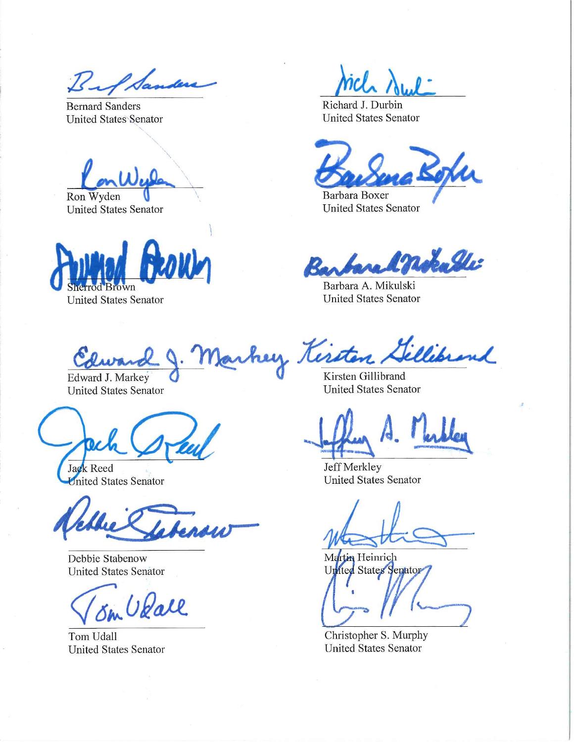Bernard Sanders
United States Senator

Richard J. Durbin
United States Senator

Ron Wyden
United States Senator

Barbara Boxer
United States Senator

Sherrod Brown
United States Senator

Barbara A. Mikulski
United States Senator

Edward J. Markey
United States Senator

Kirsten Gillibrand
United States Senator

Jack Reed
United States Senator

Jeff Merkley
United States Senator

Debbie Stabenow
United States Senator

Martin Heinrich
United States Senator

Tom Udall
United States Senator

Christopher S. Murphy
United States Senator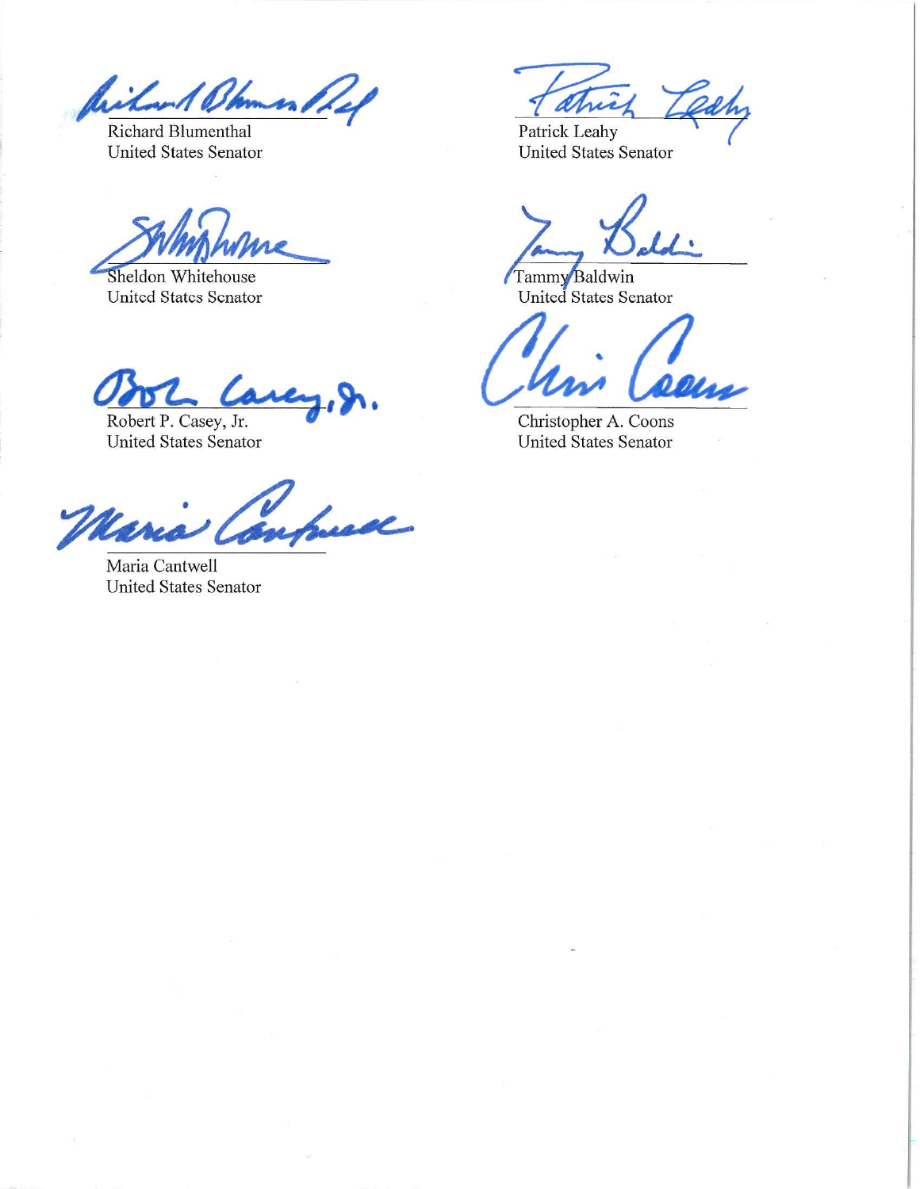Richard Blumenthal
United States Senator

Patrick Leahy
United States Senator

Sheldon Whitehouse
United States Senator

Tammy Baldwin
United States Senator

Robert P. Casey, Jr.
United States Senator

Christopher A. Coons
United States Senator

Maria Cantwell
United States Senator